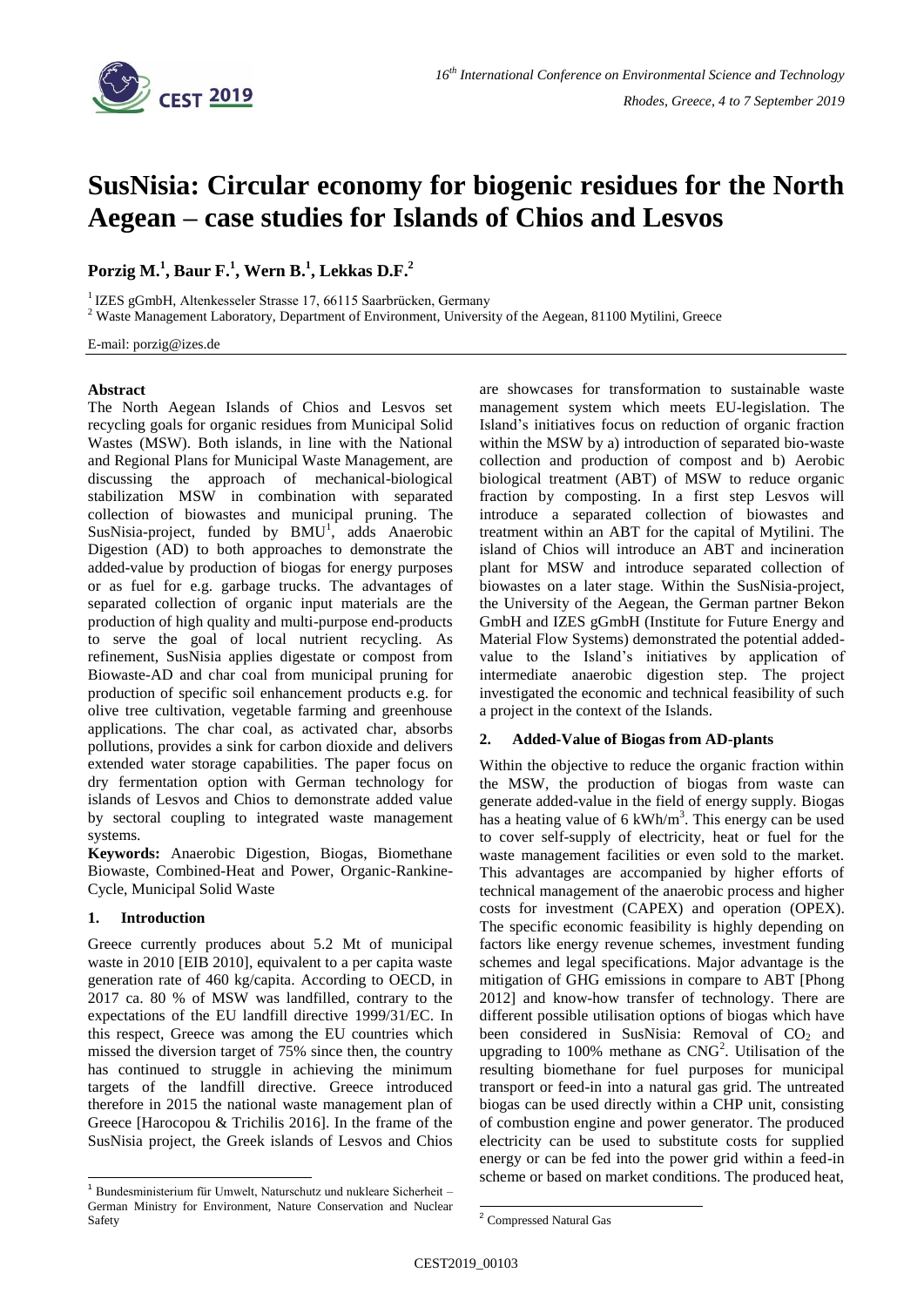# SusNisia: Circular economy for biogenic residues for the North Aegean – case studies for Islands of Chios and Lesvos

**Porzig M.[1], Baur F.[1], Wern B.[1], Lekkas D.F.[2]**

[1] IZES gGmbH, Altenkesseler Strasse 17, 66115 Saarbrücken, Germany

[2] Waste Management Laboratory, Department of Environment, University of the Aegean, 81100 Mytilini, Greece

E-mail: porzig@izes.de

## Abstract

The North Aegean Islands of Chios and Lesvos set recycling goals for organic residues from Municipal Solid Wastes (MSW). Both islands, in line with the National and Regional Plans for Municipal Waste Management, are discussing the approach of mechanical-biological stabilization MSW in combination with separated collection of biowastes and municipal pruning. The SusNisia-project, funded by BMU[1], adds Anaerobic Digestion (AD) to both approaches to demonstrate the added-value by production of biogas for energy purposes or as fuel for e.g. garbage trucks. The advantages of separated collection of organic input materials are the production of high quality and multi-purpose end-products to serve the goal of local nutrient recycling. As refinement, SusNisia applies digestate or compost from Biowaste-AD and char coal from municipal pruning for production of specific soil enhancement products e.g. for olive tree cultivation, vegetable farming and greenhouse applications. The char coal, as activated char, absorbs pollutions, provides a sink for carbon dioxide and delivers extended water storage capabilities. The paper focus on dry fermentation option with German technology for islands of Lesvos and Chios to demonstrate added value by sectoral coupling to integrated waste management systems.

**Keywords:** Anaerobic Digestion, Biogas, Biomethane Biowaste, Combined-Heat and Power, Organic-Rankine-Cycle, Municipal Solid Waste

## 1. Introduction

Greece currently produces about 5.2 Mt of municipal waste in 2010 [EIB 2010], equivalent to a per capita waste generation rate of 460 kg/capita. According to OECD, in 2017 ca. 80 % of MSW was landfilled, contrary to the expectations of the EU landfill directive 1999/31/EC. In this respect, Greece was among the EU countries which missed the diversion target of 75% since then, the country has continued to struggle in achieving the minimum targets of the landfill directive. Greece introduced therefore in 2015 the national waste management plan of Greece [Harocopou & Trichilis 2016]. In the frame of the SusNisia project, the Greek islands of Lesvos and Chios are showcases for transformation to sustainable waste management system which meets EU-legislation. The Island's initiatives focus on reduction of organic fraction within the MSW by a) introduction of separated bio-waste collection and production of compost and b) Aerobic biological treatment (ABT) of MSW to reduce organic fraction by composting. In a first step Lesvos will introduce a separated collection of biowastes and treatment within an ABT for the capital of Mytilini. The island of Chios will introduce an ABT and incineration plant for MSW and introduce separated collection of biowastes on a later stage. Within the SusNisia-project, the University of the Aegean, the German partner Bekon GmbH and IZES gGmbH (Institute for Future Energy and Material Flow Systems) demonstrated the potential added-value to the Island's initiatives by application of intermediate anaerobic digestion step. The project investigated the economic and technical feasibility of such a project in the context of the Islands.

## 2. Added-Value of Biogas from AD-plants

Within the objective to reduce the organic fraction within the MSW, the production of biogas from waste can generate added-value in the field of energy supply. Biogas has a heating value of 6 kWh/m$^3$. This energy can be used to cover self-supply of electricity, heat or fuel for the waste management facilities or even sold to the market. This advantages are accompanied by higher efforts of technical management of the anaerobic process and higher costs for investment (CAPEX) and operation (OPEX). The specific economic feasibility is highly depending on factors like energy revenue schemes, investment funding schemes and legal specifications. Major advantage is the mitigation of GHG emissions in compare to ABT [Phong 2012] and know-how transfer of technology. There are different possible utilisation options of biogas which have been considered in SusNisia: Removal of $CO_2$ and upgrading to 100% methane as CNG[2]. Utilisation of the resulting biomethane for fuel purposes for municipal transport or feed-in into a natural gas grid. The untreated biogas can be used directly within a CHP unit, consisting of combustion engine and power generator. The produced electricity can be used to substitute costs for supplied energy or can be fed into the power grid within a feed-in scheme or based on market conditions. The produced heat,

---

[1] Bundesministerium für Umwelt, Naturschutz und nukleare Sicherheit – German Ministry for Environment, Nature Conservation and Nuclear Safety

[2] Compressed Natural Gas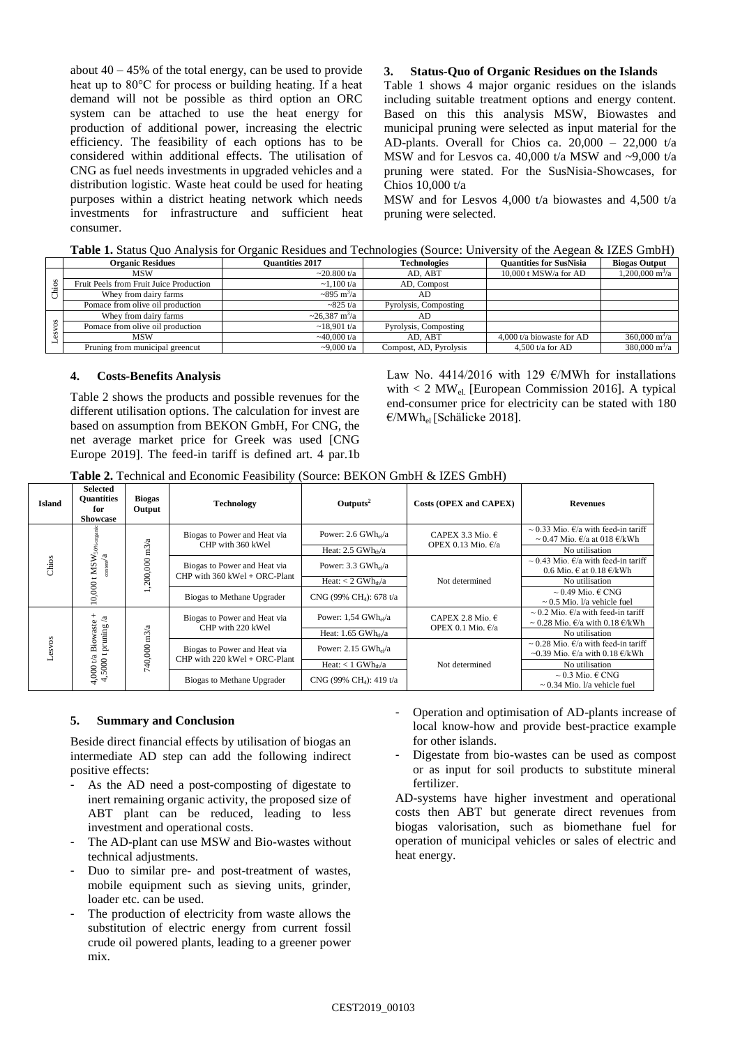about 40 – 45% of the total energy, can be used to provide heat up to 80°C for process or building heating. If a heat demand will not be possible as third option an ORC system can be attached to use the heat energy for production of additional power, increasing the electric efficiency. The feasibility of each options has to be considered within additional effects. The utilisation of CNG as fuel needs investments in upgraded vehicles and a distribution logistic. Waste heat could be used for heating purposes within a district heating network which needs investments for infrastructure and sufficient heat consumer.

## 3. Status-Quo of Organic Residues on the Islands

Table 1 shows 4 major organic residues on the islands including suitable treatment options and energy content. Based on this this analysis MSW, Biowastes and municipal pruning were selected as input material for the AD-plants. Overall for Chios ca. 20,000 – 22,000 t/a MSW and for Lesvos ca. 40,000 t/a MSW and ~9,000 t/a pruning were stated. For the SusNisia-Showcases, for Chios 10,000 t/a

MSW and for Lesvos 4,000 t/a biowastes and 4,500 t/a pruning were selected.

**Table 1.** Status Quo Analysis for Organic Residues and Technologies (Source: University of the Aegean & IZES GmbH)

| | Organic Residues | Quantities 2017 | Technologies | Quantities for SusNisia | Biogas Output |
|---|---|---|---|---|---|
| Chios | MSW | ~20.800 t/a | AD, ABT | 10,000 t MSW/a for AD | 1,200,000 $m^3$/a |
| | Fruit Peels from Fruit Juice Production | ~1,100 t/a | AD, Compost | | |
| | Whey from dairy farms | ~895 $m^3$/a | AD | | |
| | Pomace from olive oil production | ~825 t/a | Pyrolysis, Composting | | |
| Lesvos | Whey from dairy farms | ~26,387 $m^3$/a | AD | | |
| | Pomace from olive oil production | ~18,901 t/a | Pyrolysis, Composting | | |
| | MSW | ~40,000 t/a | AD, ABT | 4,000 t/a biowaste for AD | 360,000 $m^3$/a |
| | Pruning from municipal greencut | ~9,000 t/a | Compost, AD, Pyrolysis | 4,500 t/a for AD | 380,000 $m^3$/a |

## 4. Costs-Benefits Analysis

Table 2 shows the products and possible revenues for the different utilisation options. The calculation for invest are based on assumption from BEKON GmbH, For CNG, the net average market price for Greek was used [CNG Europe 2019]. The feed-in tariff is defined art. 4 par.1b Law No. 4414/2016 with 129 €/MWh for installations with < 2 $MW_{el.}$ [European Commission 2016]. A typical end-consumer price for electricity can be stated with 180 €/$MWh_{el}$ [Schälicke 2018].

**Table 2.** Technical and Economic Feasibility (Source: BEKON GmbH & IZES GmbH)

| Island | Selected Quantities for Showcase | Biogas Output | Technology | Outputs[2] | Costs (OPEX and CAPEX) | Revenues |
|---|---|---|---|---|---|---|
| Chios | 10,000 t $MSW_{50\% organic\ content}$/a | 1,200,000 m3/a | Biogas to Power and Heat via CHP with 360 kWel | Power: 2.6 $GWh_{el}$/a | CAPEX 3.3 Mio. € OPEX 0.13 Mio. €/a | ~ 0.33 Mio. €/a with feed-in tariff ~ 0.47 Mio. €/a at 018 €/kWh |
| | | | | Heat: 2.5 $GWh_{th}$/a | | No utilisation |
| | | | Biogas to Power and Heat via CHP with 360 kWel + ORC-Plant | Power: 3.3 $GWh_{el}$/a | Not determined | ~ 0.43 Mio. €/a with feed-in tariff 0.6 Mio. € at 0.18 €/kWh |
| | | | | Heat: < 2 $GWh_{th}$/a | | No utilisation |
| | | | Biogas to Methane Upgrader | CNG (99% $CH_4$): 678 t/a | | ~ 0.49 Mio. € CNG ~ 0.5 Mio. l/a vehicle fuel |
| Lesvos | 4,000 t/a Biowaste + 4,5000 t pruning /a | 740,000 m3/a | Biogas to Power and Heat via CHP with 220 kWel | Power: 1,54 $GWh_{el}$/a | CAPEX 2.8 Mio. € OPEX 0.1 Mio. €/a | ~ 0.2 Mio. €/a with feed-in tariff ~ 0.28 Mio. €/a with 0.18 €/kWh |
| | | | | Heat: 1.65 $GWh_{th}$/a | | No utilisation |
| | | | Biogas to Power and Heat via CHP with 220 kWel + ORC-Plant | Power: 2.15 $GWh_{el}$/a | Not determined | ~ 0.28 Mio. €/a with feed-in tariff ~0.39 Mio. €/a with 0.18 €/kWh |
| | | | | Heat: < 1 $GWh_{th}$/a | | No utilisation |
| | | | Biogas to Methane Upgrader | CNG (99% $CH_4$): 419 t/a | | ~ 0.3 Mio. € CNG ~ 0.34 Mio. l/a vehicle fuel |

## 5. Summary and Conclusion

Beside direct financial effects by utilisation of biogas an intermediate AD step can add the following indirect positive effects:

- As the AD need a post-composting of digestate to inert remaining organic activity, the proposed size of ABT plant can be reduced, leading to less investment and operational costs.
- The AD-plant can use MSW and Bio-wastes without technical adjustments.
- Duo to similar pre- and post-treatment of wastes, mobile equipment such as sieving units, grinder, loader etc. can be used.
- The production of electricity from waste allows the substitution of electric energy from current fossil crude oil powered plants, leading to a greener power mix.
- Operation and optimisation of AD-plants increase of local know-how and provide best-practice example for other islands.
- Digestate from bio-wastes can be used as compost or as input for soil products to substitute mineral fertilizer.

AD-systems have higher investment and operational costs then ABT but generate direct revenues from biogas valorisation, such as biomethane fuel for operation of municipal vehicles or sales of electric and heat energy.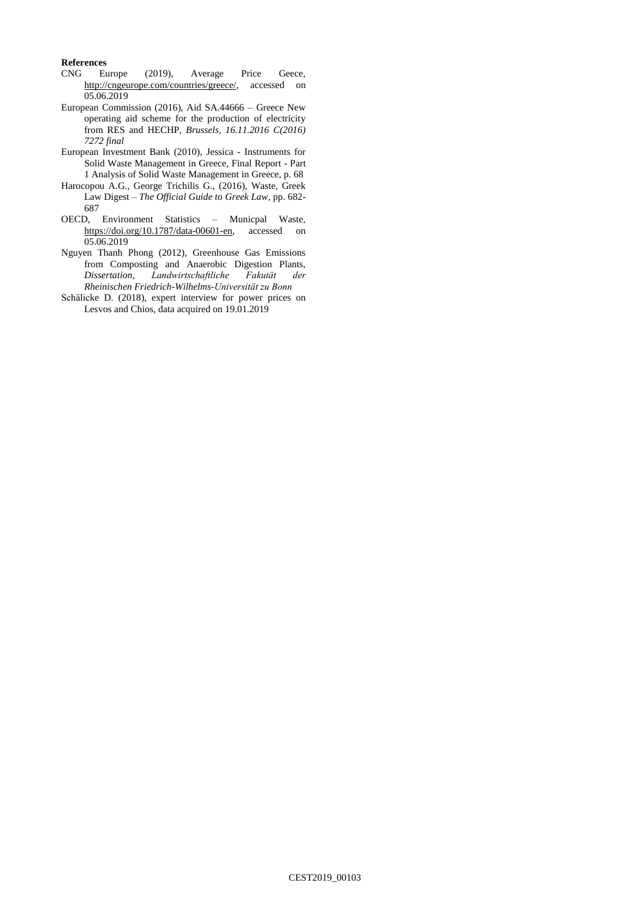**References**

CNG Europe (2019), Average Price Geece, http://cngeurope.com/countries/greece/, accessed on 05.06.2019

European Commission (2016), Aid SA.44666 – Greece New operating aid scheme for the production of electricity from RES and HECHP, *Brussels, 16.11.2016 C(2016) 7272 final*

European Investment Bank (2010), Jessica - Instruments for Solid Waste Management in Greece, Final Report - Part 1 Analysis of Solid Waste Management in Greece, p. 68

Harocopou A.G., George Trichilis G., (2016), Waste, Greek Law Digest – *The Official Guide to Greek Law*, pp. 682-687

OECD, Environment Statistics – Municpal Waste, https://doi.org/10.1787/data-00601-en, accessed on 05.06.2019

Nguyen Thanh Phong (2012), Greenhouse Gas Emissions from Composting and Anaerobic Digestion Plants, *Dissertation, Landwirtschaftliche Fakutät der Rheinischen Friedrich-Wilhelms-Universität zu Bonn*

Schälicke D. (2018), expert interview for power prices on Lesvos and Chios, data acquired on 19.01.2019